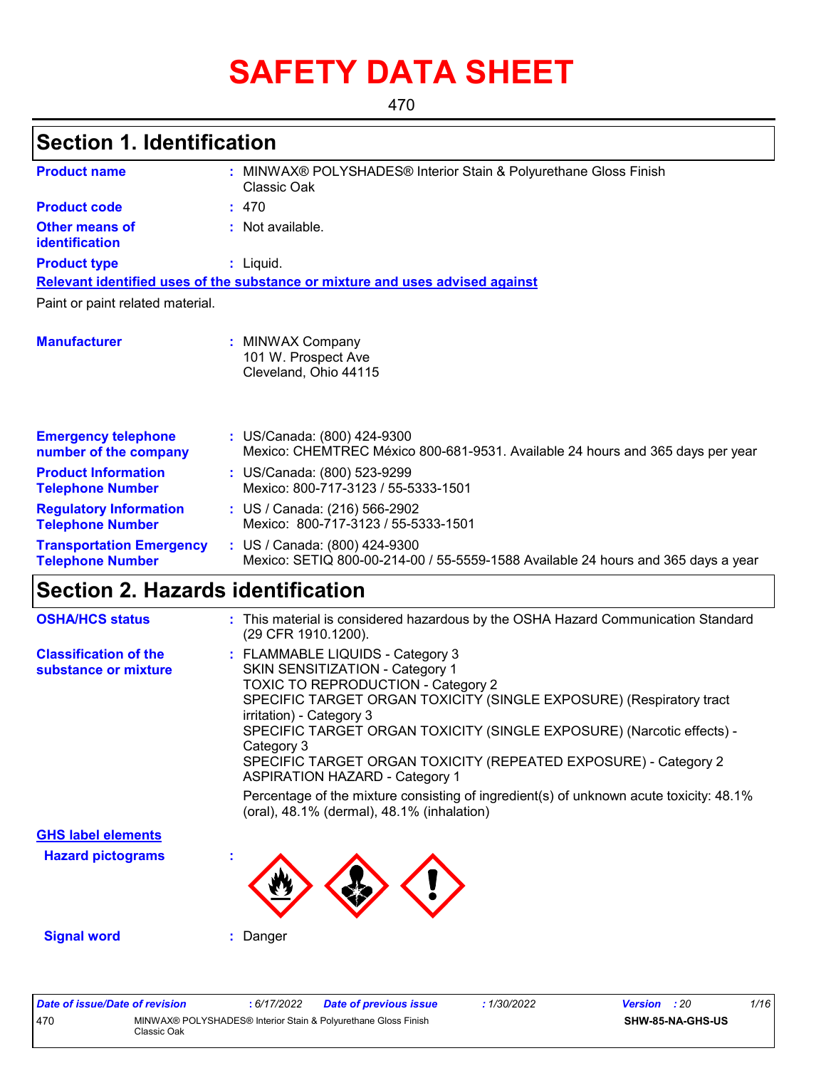# SAFETY DATA SHEET

470

## Section 1. Identification

**Product name** : MINWAX® POLYSHADES® Interior Stain & Polyurethane Gloss Finish Classic Oak

**Product code** : 470

**Other means of identification** : Not available.

**Product type** : Liquid.

**Relevant identified uses of the substance or mixture and uses advised against**

Paint or paint related material.

**Manufacturer** : MINWAX Company
101 W. Prospect Ave
Cleveland, Ohio 44115

**Emergency telephone number of the company** : US/Canada: (800) 424-9300
Mexico: CHEMTREC México 800-681-9531. Available 24 hours and 365 days per year

**Product Information Telephone Number** : US/Canada: (800) 523-9299
Mexico: 800-717-3123 / 55-5333-1501

**Regulatory Information Telephone Number** : US / Canada: (216) 566-2902
Mexico: 800-717-3123 / 55-5333-1501

**Transportation Emergency Telephone Number** : US / Canada: (800) 424-9300
Mexico: SETIQ 800-00-214-00 / 55-5559-1588 Available 24 hours and 365 days a year

## Section 2. Hazards identification

**OSHA/HCS status** : This material is considered hazardous by the OSHA Hazard Communication Standard (29 CFR 1910.1200).

**Classification of the substance or mixture** : FLAMMABLE LIQUIDS - Category 3
SKIN SENSITIZATION - Category 1
TOXIC TO REPRODUCTION - Category 2
SPECIFIC TARGET ORGAN TOXICITY (SINGLE EXPOSURE) (Respiratory tract irritation) - Category 3
SPECIFIC TARGET ORGAN TOXICITY (SINGLE EXPOSURE) (Narcotic effects) - Category 3
SPECIFIC TARGET ORGAN TOXICITY (REPEATED EXPOSURE) - Category 2
ASPIRATION HAZARD - Category 1

Percentage of the mixture consisting of ingredient(s) of unknown acute toxicity: 48.1% (oral), 48.1% (dermal), 48.1% (inhalation)

**GHS label elements**

**Hazard pictograms** :

**Signal word** : Danger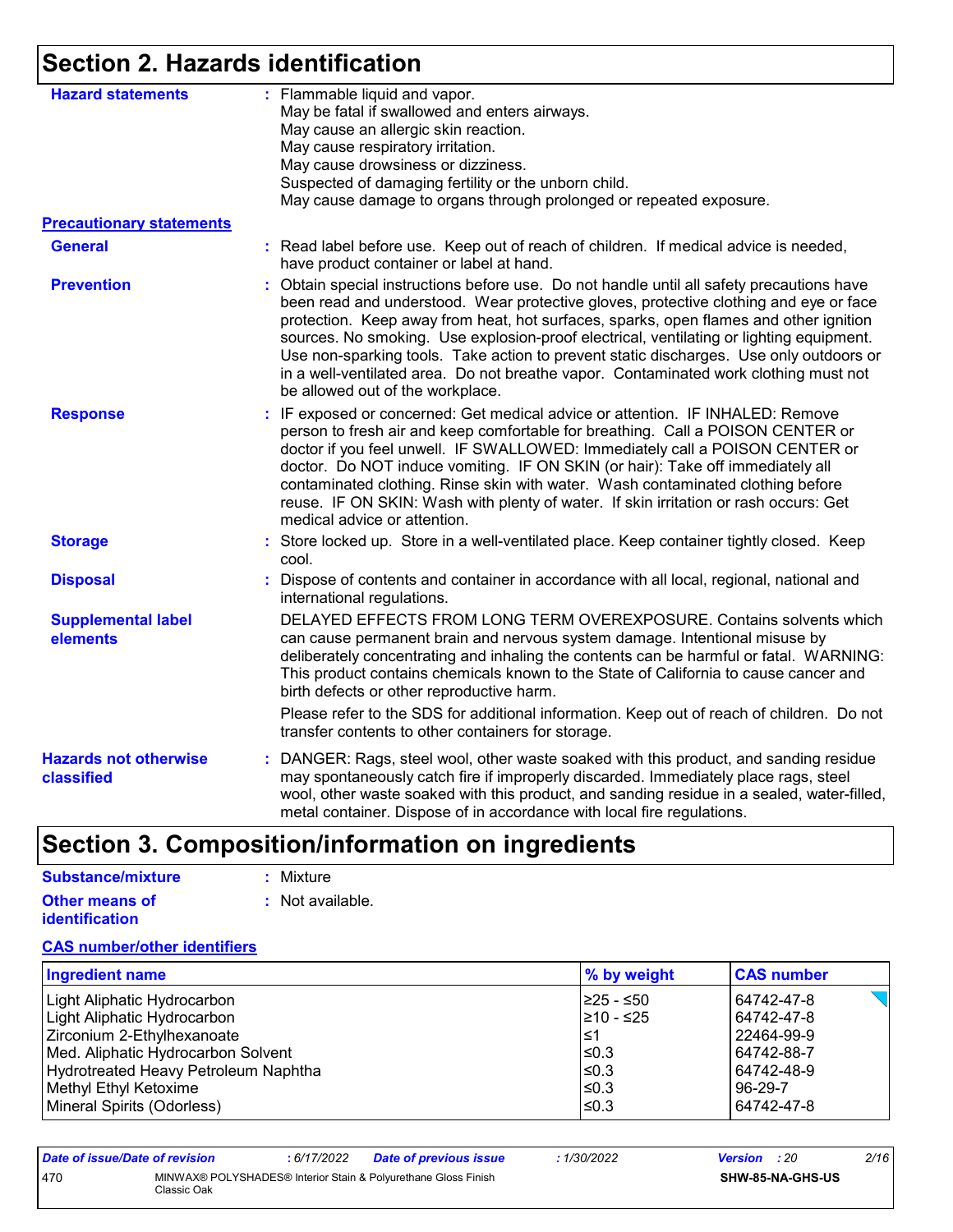# Section 2. Hazards identification

**Hazard statements** : Flammable liquid and vapor.
May be fatal if swallowed and enters airways.
May cause an allergic skin reaction.
May cause respiratory irritation.
May cause drowsiness or dizziness.
Suspected of damaging fertility or the unborn child.
May cause damage to organs through prolonged or repeated exposure.

**Precautionary statements**

**General** : Read label before use. Keep out of reach of children. If medical advice is needed, have product container or label at hand.

**Prevention** : Obtain special instructions before use. Do not handle until all safety precautions have been read and understood. Wear protective gloves, protective clothing and eye or face protection. Keep away from heat, hot surfaces, sparks, open flames and other ignition sources. No smoking. Use explosion-proof electrical, ventilating or lighting equipment. Use non-sparking tools. Take action to prevent static discharges. Use only outdoors or in a well-ventilated area. Do not breathe vapor. Contaminated work clothing must not be allowed out of the workplace.

**Response** : IF exposed or concerned: Get medical advice or attention. IF INHALED: Remove person to fresh air and keep comfortable for breathing. Call a POISON CENTER or doctor if you feel unwell. IF SWALLOWED: Immediately call a POISON CENTER or doctor. Do NOT induce vomiting. IF ON SKIN (or hair): Take off immediately all contaminated clothing. Rinse skin with water. Wash contaminated clothing before reuse. IF ON SKIN: Wash with plenty of water. If skin irritation or rash occurs: Get medical advice or attention.

**Storage** : Store locked up. Store in a well-ventilated place. Keep container tightly closed. Keep cool.

**Disposal** : Dispose of contents and container in accordance with all local, regional, national and international regulations.

**Supplemental label elements** DELAYED EFFECTS FROM LONG TERM OVEREXPOSURE. Contains solvents which can cause permanent brain and nervous system damage. Intentional misuse by deliberately concentrating and inhaling the contents can be harmful or fatal. WARNING: This product contains chemicals known to the State of California to cause cancer and birth defects or other reproductive harm.

Please refer to the SDS for additional information. Keep out of reach of children. Do not transfer contents to other containers for storage.

**Hazards not otherwise classified** : DANGER: Rags, steel wool, other waste soaked with this product, and sanding residue may spontaneously catch fire if improperly discarded. Immediately place rags, steel wool, other waste soaked with this product, and sanding residue in a sealed, water-filled, metal container. Dispose of in accordance with local fire regulations.

# Section 3. Composition/information on ingredients

**Substance/mixture** : Mixture

**Other means of identification** : Not available.

**CAS number/other identifiers**

| Ingredient name | % by weight | CAS number |
|---|---|---|
| Light Aliphatic Hydrocarbon | ≥25 - ≤50 | 64742-47-8 |
| Light Aliphatic Hydrocarbon | ≥10 - ≤25 | 64742-47-8 |
| Zirconium 2-Ethylhexanoate | ≤1 | 22464-99-9 |
| Med. Aliphatic Hydrocarbon Solvent | ≤0.3 | 64742-88-7 |
| Hydrotreated Heavy Petroleum Naphtha | ≤0.3 | 64742-48-9 |
| Methyl Ethyl Ketoxime | ≤0.3 | 96-29-7 |
| Mineral Spirits (Odorless) | ≤0.3 | 64742-47-8 |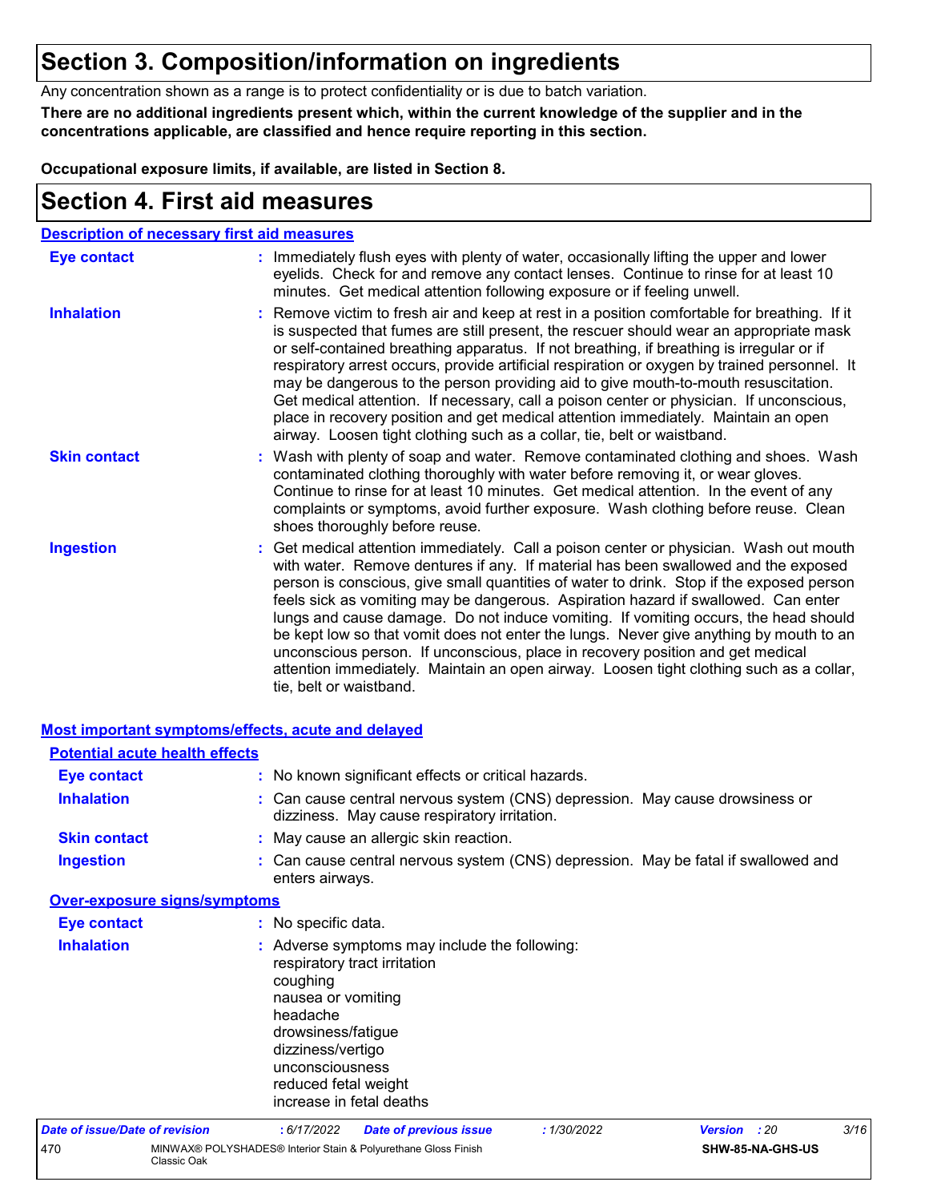# Section 3. Composition/information on ingredients

Any concentration shown as a range is to protect confidentiality or is due to batch variation.

**There are no additional ingredients present which, within the current knowledge of the supplier and in the concentrations applicable, are classified and hence require reporting in this section.**

**Occupational exposure limits, if available, are listed in Section 8.**

# Section 4. First aid measures

## Description of necessary first aid measures

**Eye contact** : Immediately flush eyes with plenty of water, occasionally lifting the upper and lower eyelids. Check for and remove any contact lenses. Continue to rinse for at least 10 minutes. Get medical attention following exposure or if feeling unwell.

**Inhalation** : Remove victim to fresh air and keep at rest in a position comfortable for breathing. If it is suspected that fumes are still present, the rescuer should wear an appropriate mask or self-contained breathing apparatus. If not breathing, if breathing is irregular or if respiratory arrest occurs, provide artificial respiration or oxygen by trained personnel. It may be dangerous to the person providing aid to give mouth-to-mouth resuscitation. Get medical attention. If necessary, call a poison center or physician. If unconscious, place in recovery position and get medical attention immediately. Maintain an open airway. Loosen tight clothing such as a collar, tie, belt or waistband.

**Skin contact** : Wash with plenty of soap and water. Remove contaminated clothing and shoes. Wash contaminated clothing thoroughly with water before removing it, or wear gloves. Continue to rinse for at least 10 minutes. Get medical attention. In the event of any complaints or symptoms, avoid further exposure. Wash clothing before reuse. Clean shoes thoroughly before reuse.

**Ingestion** : Get medical attention immediately. Call a poison center or physician. Wash out mouth with water. Remove dentures if any. If material has been swallowed and the exposed person is conscious, give small quantities of water to drink. Stop if the exposed person feels sick as vomiting may be dangerous. Aspiration hazard if swallowed. Can enter lungs and cause damage. Do not induce vomiting. If vomiting occurs, the head should be kept low so that vomit does not enter the lungs. Never give anything by mouth to an unconscious person. If unconscious, place in recovery position and get medical attention immediately. Maintain an open airway. Loosen tight clothing such as a collar, tie, belt or waistband.

## Most important symptoms/effects, acute and delayed

### Potential acute health effects

**Eye contact** : No known significant effects or critical hazards.

**Inhalation** : Can cause central nervous system (CNS) depression. May cause drowsiness or dizziness. May cause respiratory irritation.

**Skin contact** : May cause an allergic skin reaction.

**Ingestion** : Can cause central nervous system (CNS) depression. May be fatal if swallowed and enters airways.

### Over-exposure signs/symptoms

**Eye contact** : No specific data.

**Inhalation** : Adverse symptoms may include the following:
respiratory tract irritation
coughing
nausea or vomiting
headache
drowsiness/fatigue
dizziness/vertigo
unconsciousness
reduced fetal weight
increase in fetal deaths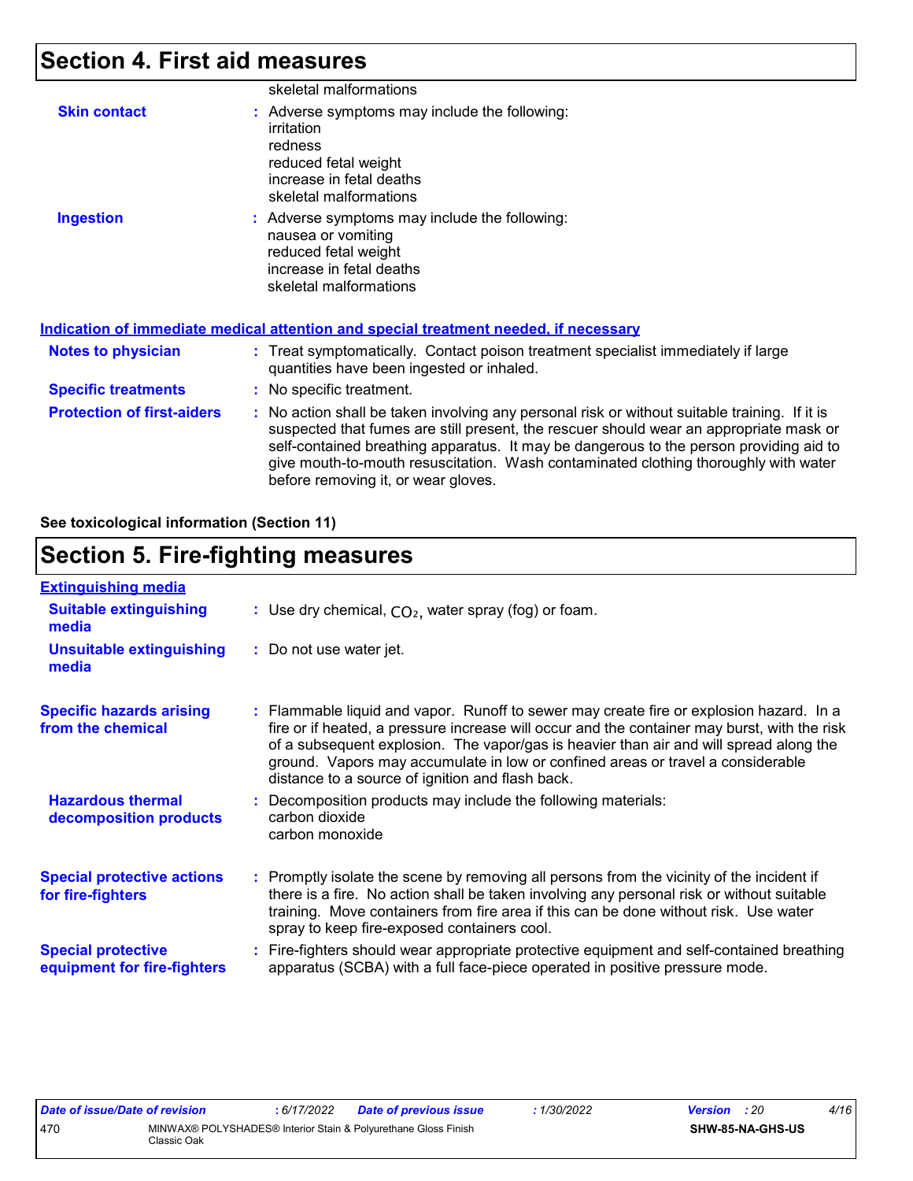## Section 4. First aid measures

skeletal malformations

**Skin contact** : Adverse symptoms may include the following:
irritation
redness
reduced fetal weight
increase in fetal deaths
skeletal malformations

**Ingestion** : Adverse symptoms may include the following:
nausea or vomiting
reduced fetal weight
increase in fetal deaths
skeletal malformations

### Indication of immediate medical attention and special treatment needed, if necessary

**Notes to physician** : Treat symptomatically. Contact poison treatment specialist immediately if large quantities have been ingested or inhaled.

**Specific treatments** : No specific treatment.

**Protection of first-aiders** : No action shall be taken involving any personal risk or without suitable training. If it is suspected that fumes are still present, the rescuer should wear an appropriate mask or self-contained breathing apparatus. It may be dangerous to the person providing aid to give mouth-to-mouth resuscitation. Wash contaminated clothing thoroughly with water before removing it, or wear gloves.

**See toxicological information (Section 11)**

## Section 5. Fire-fighting measures

### Extinguishing media

**Suitable extinguishing media** : Use dry chemical, $CO_2$, water spray (fog) or foam.

**Unsuitable extinguishing media** : Do not use water jet.

**Specific hazards arising from the chemical** : Flammable liquid and vapor. Runoff to sewer may create fire or explosion hazard. In a fire or if heated, a pressure increase will occur and the container may burst, with the risk of a subsequent explosion. The vapor/gas is heavier than air and will spread along the ground. Vapors may accumulate in low or confined areas or travel a considerable distance to a source of ignition and flash back.

**Hazardous thermal decomposition products** : Decomposition products may include the following materials:
carbon dioxide
carbon monoxide

**Special protective actions for fire-fighters** : Promptly isolate the scene by removing all persons from the vicinity of the incident if there is a fire. No action shall be taken involving any personal risk or without suitable training. Move containers from fire area if this can be done without risk. Use water spray to keep fire-exposed containers cool.

**Special protective equipment for fire-fighters** : Fire-fighters should wear appropriate protective equipment and self-contained breathing apparatus (SCBA) with a full face-piece operated in positive pressure mode.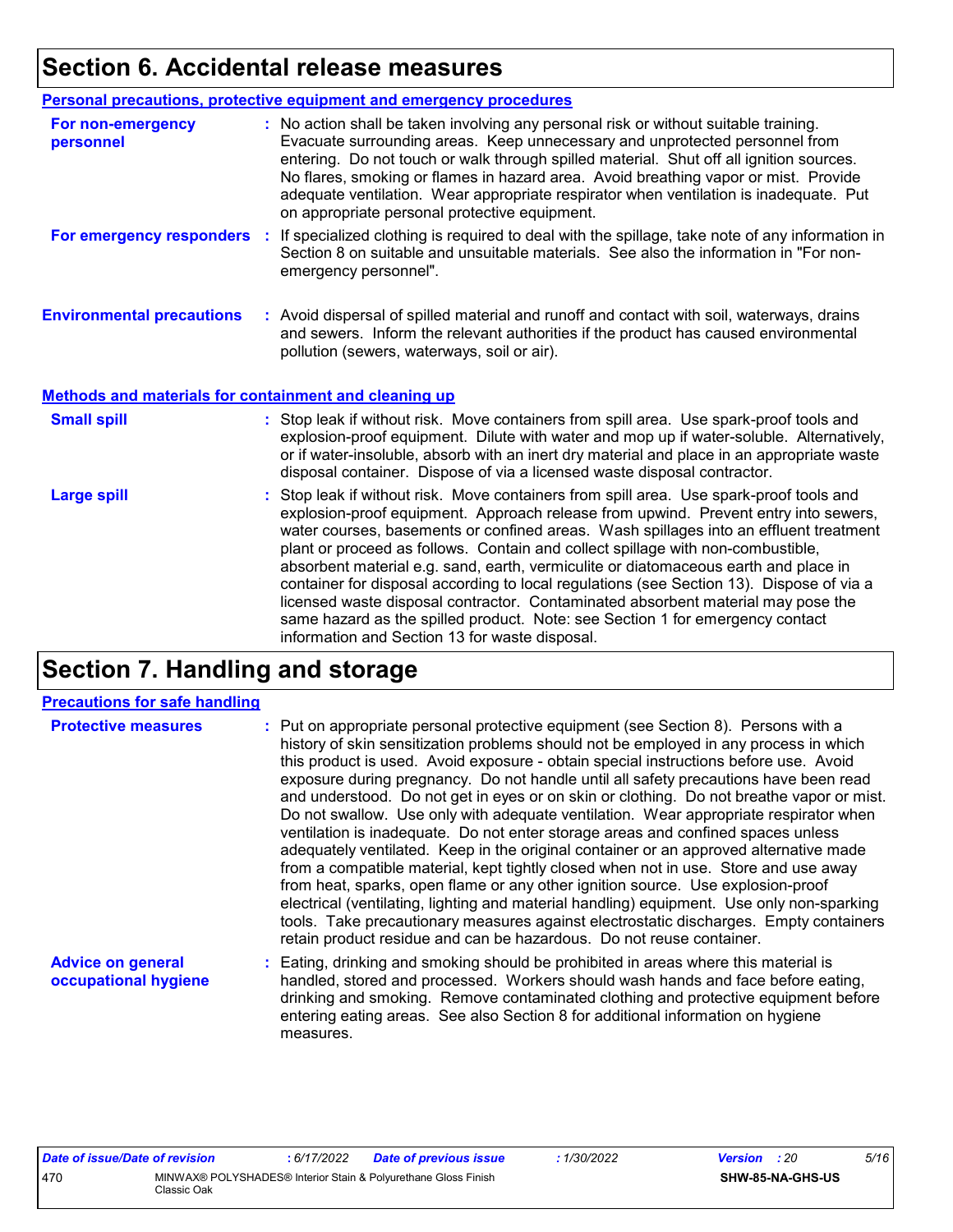# Section 6. Accidental release measures

## Personal precautions, protective equipment and emergency procedures

**For non-emergency personnel** : No action shall be taken involving any personal risk or without suitable training. Evacuate surrounding areas. Keep unnecessary and unprotected personnel from entering. Do not touch or walk through spilled material. Shut off all ignition sources. No flares, smoking or flames in hazard area. Avoid breathing vapor or mist. Provide adequate ventilation. Wear appropriate respirator when ventilation is inadequate. Put on appropriate personal protective equipment.

**For emergency responders** : If specialized clothing is required to deal with the spillage, take note of any information in Section 8 on suitable and unsuitable materials. See also the information in "For non-emergency personnel".

**Environmental precautions** : Avoid dispersal of spilled material and runoff and contact with soil, waterways, drains and sewers. Inform the relevant authorities if the product has caused environmental pollution (sewers, waterways, soil or air).

## Methods and materials for containment and cleaning up

**Small spill** : Stop leak if without risk. Move containers from spill area. Use spark-proof tools and explosion-proof equipment. Dilute with water and mop up if water-soluble. Alternatively, or if water-insoluble, absorb with an inert dry material and place in an appropriate waste disposal container. Dispose of via a licensed waste disposal contractor.

**Large spill** : Stop leak if without risk. Move containers from spill area. Use spark-proof tools and explosion-proof equipment. Approach release from upwind. Prevent entry into sewers, water courses, basements or confined areas. Wash spillages into an effluent treatment plant or proceed as follows. Contain and collect spillage with non-combustible, absorbent material e.g. sand, earth, vermiculite or diatomaceous earth and place in container for disposal according to local regulations (see Section 13). Dispose of via a licensed waste disposal contractor. Contaminated absorbent material may pose the same hazard as the spilled product. Note: see Section 1 for emergency contact information and Section 13 for waste disposal.

# Section 7. Handling and storage

## Precautions for safe handling

**Protective measures** : Put on appropriate personal protective equipment (see Section 8). Persons with a history of skin sensitization problems should not be employed in any process in which this product is used. Avoid exposure - obtain special instructions before use. Avoid exposure during pregnancy. Do not handle until all safety precautions have been read and understood. Do not get in eyes or on skin or clothing. Do not breathe vapor or mist. Do not swallow. Use only with adequate ventilation. Wear appropriate respirator when ventilation is inadequate. Do not enter storage areas and confined spaces unless adequately ventilated. Keep in the original container or an approved alternative made from a compatible material, kept tightly closed when not in use. Store and use away from heat, sparks, open flame or any other ignition source. Use explosion-proof electrical (ventilating, lighting and material handling) equipment. Use only non-sparking tools. Take precautionary measures against electrostatic discharges. Empty containers retain product residue and can be hazardous. Do not reuse container.

**Advice on general occupational hygiene** : Eating, drinking and smoking should be prohibited in areas where this material is handled, stored and processed. Workers should wash hands and face before eating, drinking and smoking. Remove contaminated clothing and protective equipment before entering eating areas. See also Section 8 for additional information on hygiene measures.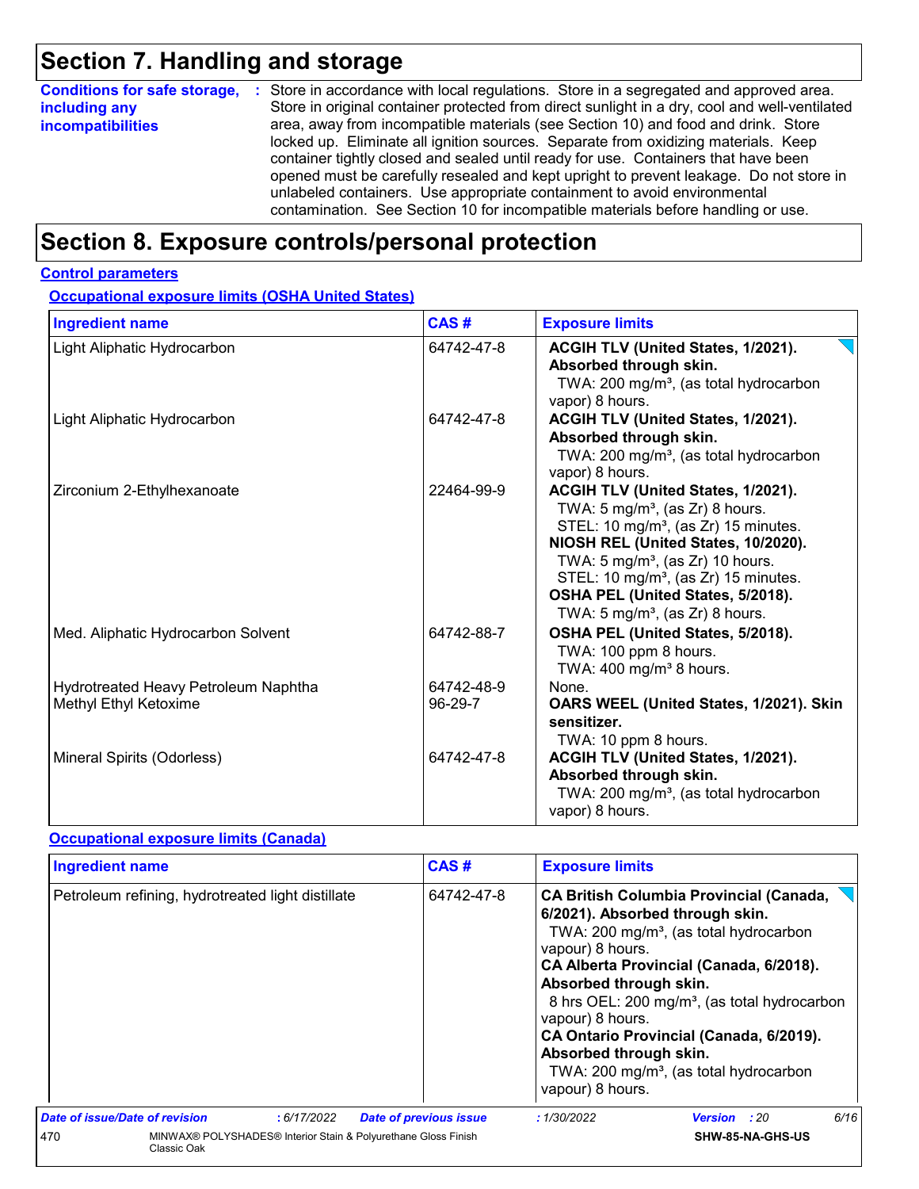## Section 7. Handling and storage

**Conditions for safe storage, including any incompatibilities** : Store in accordance with local regulations. Store in a segregated and approved area. Store in original container protected from direct sunlight in a dry, cool and well-ventilated area, away from incompatible materials (see Section 10) and food and drink. Store locked up. Eliminate all ignition sources. Separate from oxidizing materials. Keep container tightly closed and sealed until ready for use. Containers that have been opened must be carefully resealed and kept upright to prevent leakage. Do not store in unlabeled containers. Use appropriate containment to avoid environmental contamination. See Section 10 for incompatible materials before handling or use.

## Section 8. Exposure controls/personal protection

**Control parameters**

**Occupational exposure limits (OSHA United States)**

| Ingredient name | CAS # | Exposure limits |
|---|---|---|
| Light Aliphatic Hydrocarbon | 64742-47-8 | **ACGIH TLV (United States, 1/2021). Absorbed through skin.**<br>TWA: 200 mg/m³, (as total hydrocarbon vapor) 8 hours. |
| Light Aliphatic Hydrocarbon | 64742-47-8 | **ACGIH TLV (United States, 1/2021). Absorbed through skin.**<br>TWA: 200 mg/m³, (as total hydrocarbon vapor) 8 hours. |
| Zirconium 2-Ethylhexanoate | 22464-99-9 | **ACGIH TLV (United States, 1/2021).**<br>TWA: 5 mg/m³, (as Zr) 8 hours.<br>STEL: 10 mg/m³, (as Zr) 15 minutes.<br>**NIOSH REL (United States, 10/2020).**<br>TWA: 5 mg/m³, (as Zr) 10 hours.<br>STEL: 10 mg/m³, (as Zr) 15 minutes.<br>**OSHA PEL (United States, 5/2018).**<br>TWA: 5 mg/m³, (as Zr) 8 hours. |
| Med. Aliphatic Hydrocarbon Solvent | 64742-88-7 | **OSHA PEL (United States, 5/2018).**<br>TWA: 100 ppm 8 hours.<br>TWA: 400 mg/m³ 8 hours. |
| Hydrotreated Heavy Petroleum Naphtha | 64742-48-9 | None. |
| Methyl Ethyl Ketoxime | 96-29-7 | **OARS WEEL (United States, 1/2021). Skin sensitizer.**<br>TWA: 10 ppm 8 hours. |
| Mineral Spirits (Odorless) | 64742-47-8 | **ACGIH TLV (United States, 1/2021). Absorbed through skin.**<br>TWA: 200 mg/m³, (as total hydrocarbon vapor) 8 hours. |

**Occupational exposure limits (Canada)**

| Ingredient name | CAS # | Exposure limits |
|---|---|---|
| Petroleum refining, hydrotreated light distillate | 64742-47-8 | **CA British Columbia Provincial (Canada, 6/2021). Absorbed through skin.**<br>TWA: 200 mg/m³, (as total hydrocarbon vapour) 8 hours.<br>**CA Alberta Provincial (Canada, 6/2018). Absorbed through skin.**<br>8 hrs OEL: 200 mg/m³, (as total hydrocarbon vapour) 8 hours.<br>**CA Ontario Provincial (Canada, 6/2019). Absorbed through skin.**<br>TWA: 200 mg/m³, (as total hydrocarbon vapour) 8 hours. |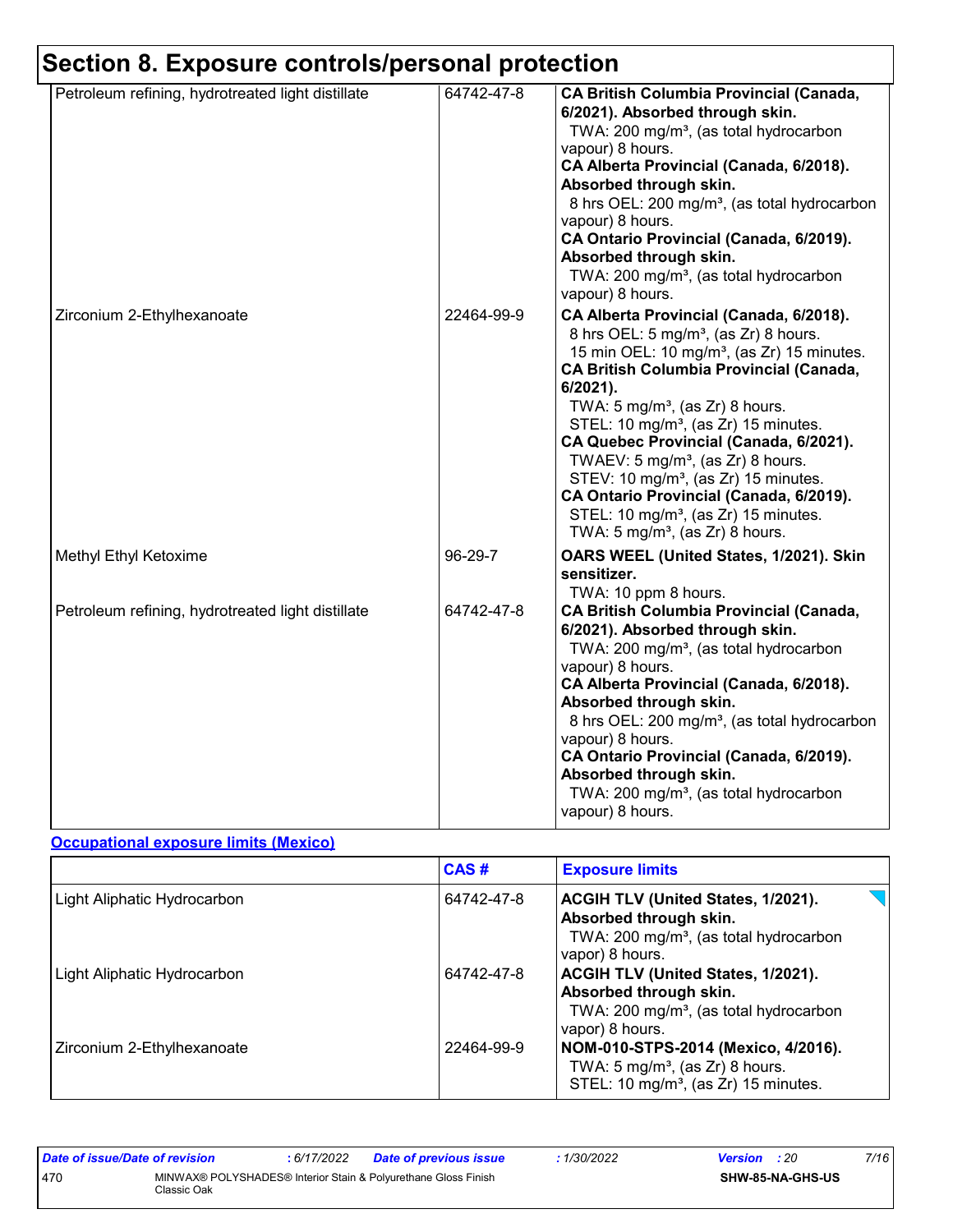# Section 8. Exposure controls/personal protection

| | | |
|---|---|---|
| Petroleum refining, hydrotreated light distillate | 64742-47-8 | **CA British Columbia Provincial (Canada, 6/2021). Absorbed through skin.** TWA: 200 mg/m³, (as total hydrocarbon vapour) 8 hours. **CA Alberta Provincial (Canada, 6/2018). Absorbed through skin.** 8 hrs OEL: 200 mg/m³, (as total hydrocarbon vapour) 8 hours. **CA Ontario Provincial (Canada, 6/2019). Absorbed through skin.** TWA: 200 mg/m³, (as total hydrocarbon vapour) 8 hours. |
| Zirconium 2-Ethylhexanoate | 22464-99-9 | **CA Alberta Provincial (Canada, 6/2018).** 8 hrs OEL: 5 mg/m³, (as Zr) 8 hours. 15 min OEL: 10 mg/m³, (as Zr) 15 minutes. **CA British Columbia Provincial (Canada, 6/2021).** TWA: 5 mg/m³, (as Zr) 8 hours. STEL: 10 mg/m³, (as Zr) 15 minutes. **CA Quebec Provincial (Canada, 6/2021).** TWAEV: 5 mg/m³, (as Zr) 8 hours. STEV: 10 mg/m³, (as Zr) 15 minutes. **CA Ontario Provincial (Canada, 6/2019).** STEL: 10 mg/m³, (as Zr) 15 minutes. TWA: 5 mg/m³, (as Zr) 8 hours. |
| Methyl Ethyl Ketoxime | 96-29-7 | **OARS WEEL (United States, 1/2021). Skin sensitizer.** TWA: 10 ppm 8 hours. |
| Petroleum refining, hydrotreated light distillate | 64742-47-8 | **CA British Columbia Provincial (Canada, 6/2021). Absorbed through skin.** TWA: 200 mg/m³, (as total hydrocarbon vapour) 8 hours. **CA Alberta Provincial (Canada, 6/2018). Absorbed through skin.** 8 hrs OEL: 200 mg/m³, (as total hydrocarbon vapour) 8 hours. **CA Ontario Provincial (Canada, 6/2019). Absorbed through skin.** TWA: 200 mg/m³, (as total hydrocarbon vapour) 8 hours. |

**Occupational exposure limits (Mexico)**

| | CAS # | Exposure limits |
|---|---|---|
| Light Aliphatic Hydrocarbon | 64742-47-8 | **ACGIH TLV (United States, 1/2021). Absorbed through skin.** TWA: 200 mg/m³, (as total hydrocarbon vapor) 8 hours. |
| Light Aliphatic Hydrocarbon | 64742-47-8 | **ACGIH TLV (United States, 1/2021). Absorbed through skin.** TWA: 200 mg/m³, (as total hydrocarbon vapor) 8 hours. |
| Zirconium 2-Ethylhexanoate | 22464-99-9 | **NOM-010-STPS-2014 (Mexico, 4/2016).** TWA: 5 mg/m³, (as Zr) 8 hours. STEL: 10 mg/m³, (as Zr) 15 minutes. |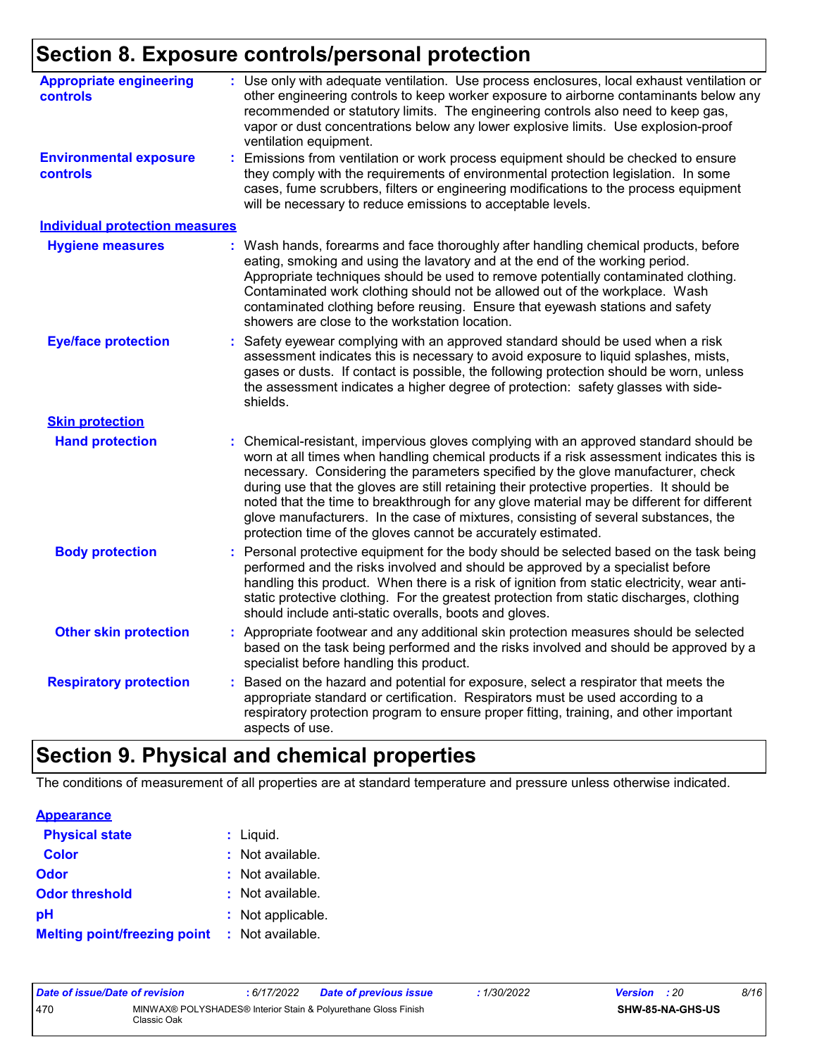## Section 8. Exposure controls/personal protection

**Appropriate engineering controls** : Use only with adequate ventilation. Use process enclosures, local exhaust ventilation or other engineering controls to keep worker exposure to airborne contaminants below any recommended or statutory limits. The engineering controls also need to keep gas, vapor or dust concentrations below any lower explosive limits. Use explosion-proof ventilation equipment.

**Environmental exposure controls** : Emissions from ventilation or work process equipment should be checked to ensure they comply with the requirements of environmental protection legislation. In some cases, fume scrubbers, filters or engineering modifications to the process equipment will be necessary to reduce emissions to acceptable levels.

### Individual protection measures

**Hygiene measures** : Wash hands, forearms and face thoroughly after handling chemical products, before eating, smoking and using the lavatory and at the end of the working period. Appropriate techniques should be used to remove potentially contaminated clothing. Contaminated work clothing should not be allowed out of the workplace. Wash contaminated clothing before reusing. Ensure that eyewash stations and safety showers are close to the workstation location.

**Eye/face protection** : Safety eyewear complying with an approved standard should be used when a risk assessment indicates this is necessary to avoid exposure to liquid splashes, mists, gases or dusts. If contact is possible, the following protection should be worn, unless the assessment indicates a higher degree of protection: safety glasses with side-shields.

#### Skin protection

**Hand protection** : Chemical-resistant, impervious gloves complying with an approved standard should be worn at all times when handling chemical products if a risk assessment indicates this is necessary. Considering the parameters specified by the glove manufacturer, check during use that the gloves are still retaining their protective properties. It should be noted that the time to breakthrough for any glove material may be different for different glove manufacturers. In the case of mixtures, consisting of several substances, the protection time of the gloves cannot be accurately estimated.

**Body protection** : Personal protective equipment for the body should be selected based on the task being performed and the risks involved and should be approved by a specialist before handling this product. When there is a risk of ignition from static electricity, wear anti-static protective clothing. For the greatest protection from static discharges, clothing should include anti-static overalls, boots and gloves.

**Other skin protection** : Appropriate footwear and any additional skin protection measures should be selected based on the task being performed and the risks involved and should be approved by a specialist before handling this product.

**Respiratory protection** : Based on the hazard and potential for exposure, select a respirator that meets the appropriate standard or certification. Respirators must be used according to a respiratory protection program to ensure proper fitting, training, and other important aspects of use.

## Section 9. Physical and chemical properties

The conditions of measurement of all properties are at standard temperature and pressure unless otherwise indicated.

### Appearance

**Physical state** : Liquid.

**Color** : Not available.

**Odor** : Not available.

**Odor threshold** : Not available.

**pH** : Not applicable.

**Melting point/freezing point** : Not available.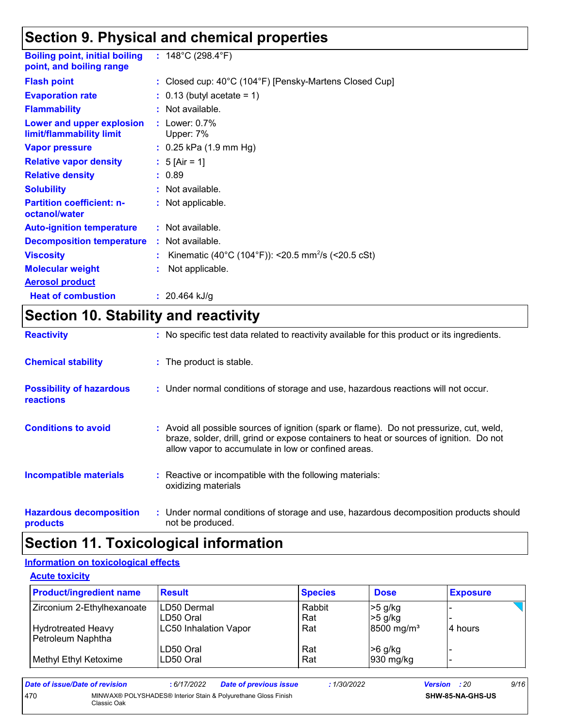## Section 9. Physical and chemical properties

| | |
|---|---|
| **Boiling point, initial boiling point, and boiling range** | : 148°C (298.4°F) |
| **Flash point** | : Closed cup: 40°C (104°F) [Pensky-Martens Closed Cup] |
| **Evaporation rate** | : 0.13 (butyl acetate = 1) |
| **Flammability** | : Not available. |
| **Lower and upper explosion limit/flammability limit** | : Lower: 0.7%<br>Upper: 7% |
| **Vapor pressure** | : 0.25 kPa (1.9 mm Hg) |
| **Relative vapor density** | : 5 [Air = 1] |
| **Relative density** | : 0.89 |
| **Solubility** | : Not available. |
| **Partition coefficient: n-octanol/water** | : Not applicable. |
| **Auto-ignition temperature** | : Not available. |
| **Decomposition temperature** | : Not available. |
| **Viscosity** | : Kinematic (40°C (104°F)): <20.5 $mm^2/s$ (<20.5 cSt) |
| **Molecular weight** | : Not applicable. |
| **Aerosol product** | |
| **Heat of combustion** | : 20.464 kJ/g |

## Section 10. Stability and reactivity

| | |
|---|---|
| **Reactivity** | : No specific test data related to reactivity available for this product or its ingredients. |
| **Chemical stability** | : The product is stable. |
| **Possibility of hazardous reactions** | : Under normal conditions of storage and use, hazardous reactions will not occur. |
| **Conditions to avoid** | : Avoid all possible sources of ignition (spark or flame). Do not pressurize, cut, weld, braze, solder, drill, grind or expose containers to heat or sources of ignition. Do not allow vapor to accumulate in low or confined areas. |
| **Incompatible materials** | : Reactive or incompatible with the following materials:<br>oxidizing materials |
| **Hazardous decomposition products** | : Under normal conditions of storage and use, hazardous decomposition products should not be produced. |

## Section 11. Toxicological information

### Information on toxicological effects

#### Acute toxicity

| Product/ingredient name | Result | Species | Dose | Exposure |
|---|---|---|---|---|
| Zirconium 2-Ethylhexanoate | LD50 Dermal | Rabbit | >5 g/kg | - |
| | LD50 Oral | Rat | >5 g/kg | - |
| Hydrotreated Heavy Petroleum Naphtha | LC50 Inhalation Vapor | Rat | 8500 mg/m³ | 4 hours |
| | LD50 Oral | Rat | >6 g/kg | - |
| Methyl Ethyl Ketoxime | LD50 Oral | Rat | 930 mg/kg | - |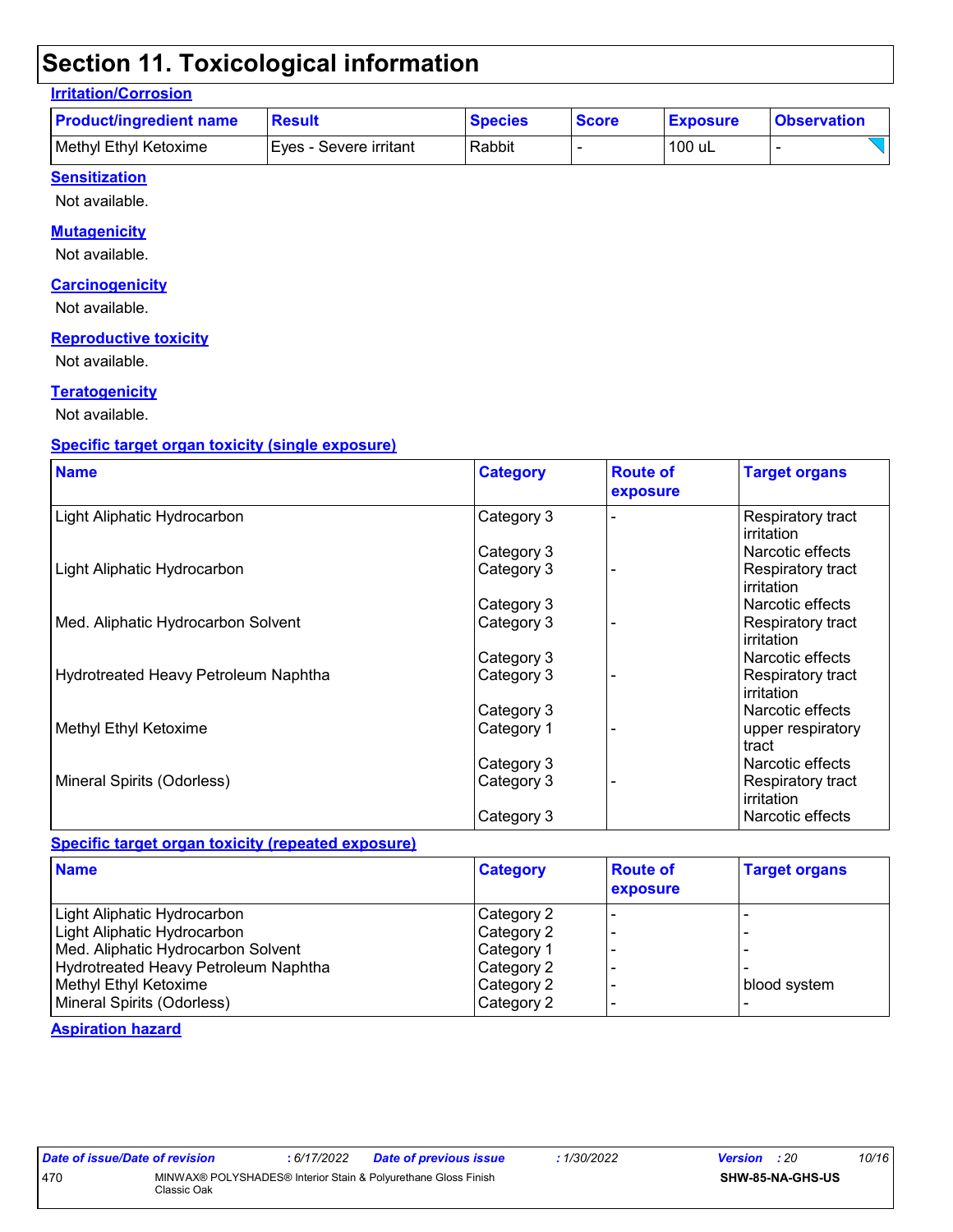# Section 11. Toxicological information

## Irritation/Corrosion

| Product/ingredient name | Result | Species | Score | Exposure | Observation |
| --- | --- | --- | --- | --- | --- |
| Methyl Ethyl Ketoxime | Eyes - Severe irritant | Rabbit | - | 100 uL | - |

## Sensitization

Not available.

## Mutagenicity

Not available.

## Carcinogenicity

Not available.

## Reproductive toxicity

Not available.

## Teratogenicity

Not available.

## Specific target organ toxicity (single exposure)

| Name | Category | Route of exposure | Target organs |
| --- | --- | --- | --- |
| Light Aliphatic Hydrocarbon | Category 3 | - | Respiratory tract irritation |
| | Category 3 | | Narcotic effects |
| Light Aliphatic Hydrocarbon | Category 3 | - | Respiratory tract irritation |
| | Category 3 | | Narcotic effects |
| Med. Aliphatic Hydrocarbon Solvent | Category 3 | - | Respiratory tract irritation |
| | Category 3 | | Narcotic effects |
| Hydrotreated Heavy Petroleum Naphtha | Category 3 | - | Respiratory tract irritation |
| | Category 3 | | Narcotic effects |
| Methyl Ethyl Ketoxime | Category 1 | - | upper respiratory tract |
| | Category 3 | | Narcotic effects |
| Mineral Spirits (Odorless) | Category 3 | - | Respiratory tract irritation |
| | Category 3 | | Narcotic effects |

## Specific target organ toxicity (repeated exposure)

| Name | Category | Route of exposure | Target organs |
| --- | --- | --- | --- |
| Light Aliphatic Hydrocarbon | Category 2 | - | - |
| Light Aliphatic Hydrocarbon | Category 2 | - | - |
| Med. Aliphatic Hydrocarbon Solvent | Category 1 | - | - |
| Hydrotreated Heavy Petroleum Naphtha | Category 2 | - | - |
| Methyl Ethyl Ketoxime | Category 2 | - | blood system |
| Mineral Spirits (Odorless) | Category 2 | - | - |

## Aspiration hazard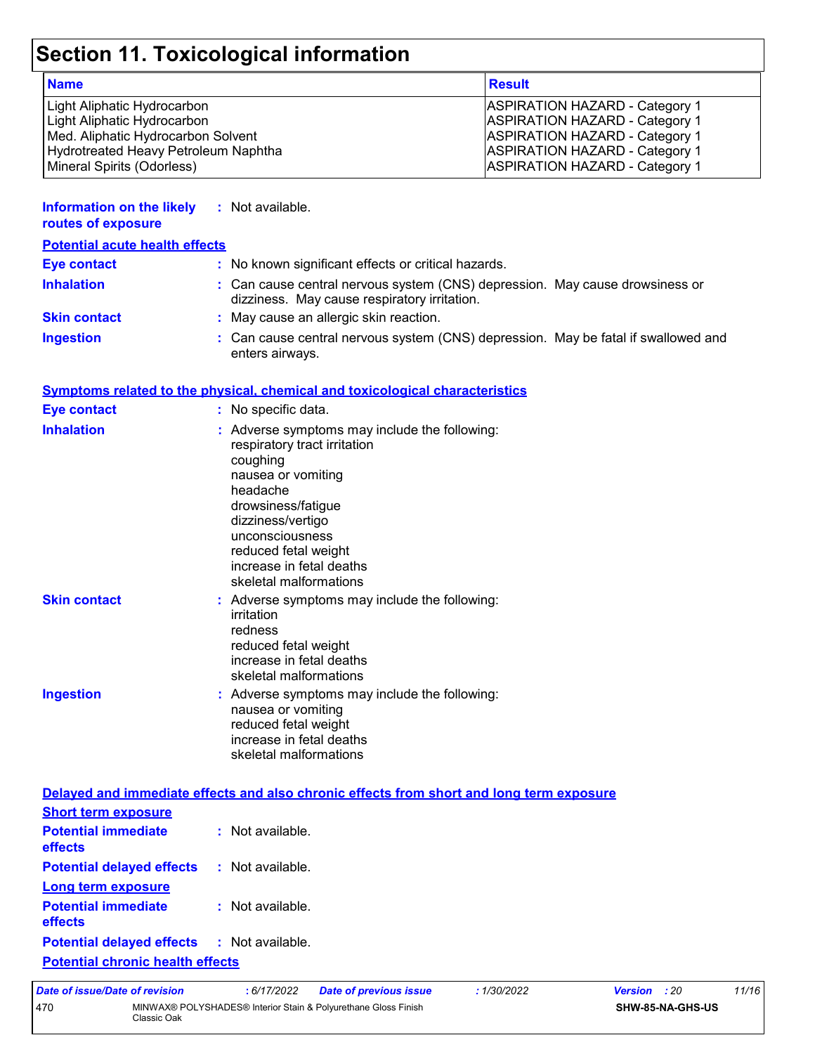# Section 11. Toxicological information

| Name | Result |
|---|---|
| Light Aliphatic Hydrocarbon | ASPIRATION HAZARD - Category 1 |
| Light Aliphatic Hydrocarbon | ASPIRATION HAZARD - Category 1 |
| Med. Aliphatic Hydrocarbon Solvent | ASPIRATION HAZARD - Category 1 |
| Hydrotreated Heavy Petroleum Naphtha | ASPIRATION HAZARD - Category 1 |
| Mineral Spirits (Odorless) | ASPIRATION HAZARD - Category 1 |

**Information on the likely routes of exposure** : Not available.

**Potential acute health effects**

**Eye contact** : No known significant effects or critical hazards.

**Inhalation** : Can cause central nervous system (CNS) depression. May cause drowsiness or dizziness. May cause respiratory irritation.

**Skin contact** : May cause an allergic skin reaction.

**Ingestion** : Can cause central nervous system (CNS) depression. May be fatal if swallowed and enters airways.

**Symptoms related to the physical, chemical and toxicological characteristics**

**Eye contact** : No specific data.

**Inhalation** : Adverse symptoms may include the following:
respiratory tract irritation
coughing
nausea or vomiting
headache
drowsiness/fatigue
dizziness/vertigo
unconsciousness
reduced fetal weight
increase in fetal deaths
skeletal malformations

**Skin contact** : Adverse symptoms may include the following:
irritation
redness
reduced fetal weight
increase in fetal deaths
skeletal malformations

**Ingestion** : Adverse symptoms may include the following:
nausea or vomiting
reduced fetal weight
increase in fetal deaths
skeletal malformations

**Delayed and immediate effects and also chronic effects from short and long term exposure**

**Short term exposure**

**Potential immediate effects** : Not available.

**Potential delayed effects** : Not available.

**Long term exposure**

**Potential immediate effects** : Not available.

**Potential delayed effects** : Not available.

**Potential chronic health effects**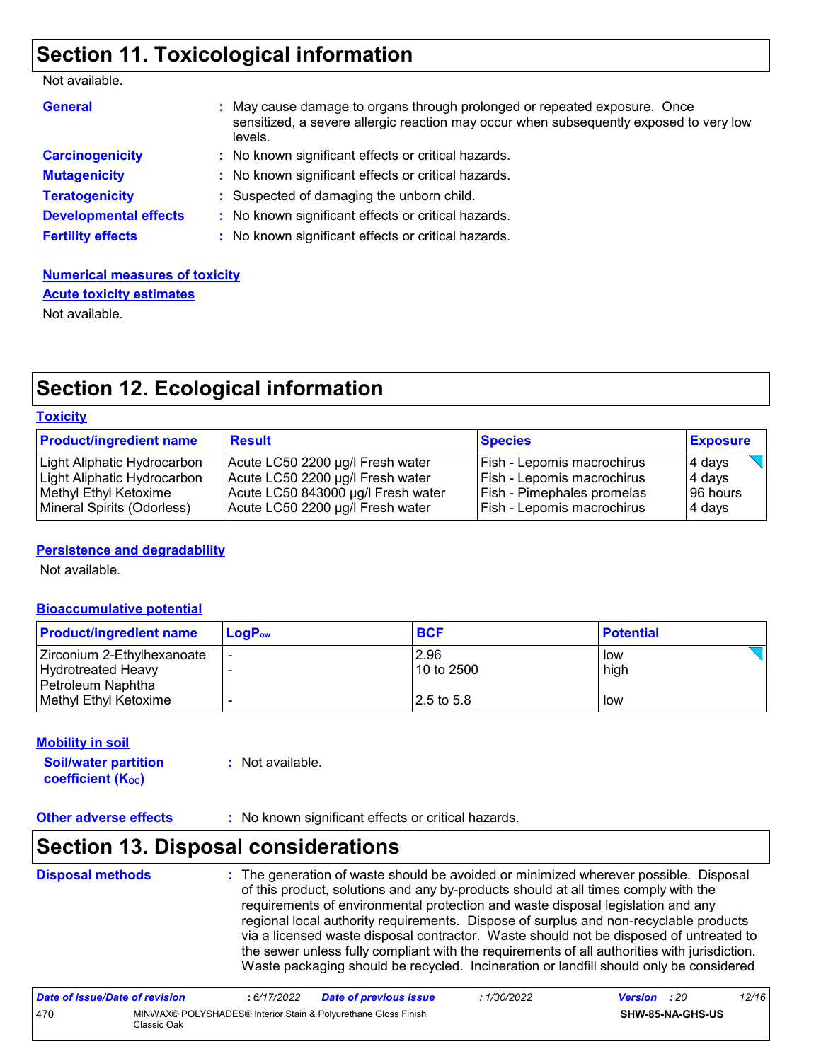## Section 11. Toxicological information

Not available.

**General** : May cause damage to organs through prolonged or repeated exposure. Once sensitized, a severe allergic reaction may occur when subsequently exposed to very low levels.

**Carcinogenicity** : No known significant effects or critical hazards.

**Mutagenicity** : No known significant effects or critical hazards.

**Teratogenicity** : Suspected of damaging the unborn child.

**Developmental effects** : No known significant effects or critical hazards.

**Fertility effects** : No known significant effects or critical hazards.

**Numerical measures of toxicity**

**Acute toxicity estimates**

Not available.

## Section 12. Ecological information

**Toxicity**

| Product/ingredient name | Result | Species | Exposure |
|---|---|---|---|
| Light Aliphatic Hydrocarbon | Acute LC50 2200 µg/l Fresh water | Fish - Lepomis macrochirus | 4 days |
| Light Aliphatic Hydrocarbon | Acute LC50 2200 µg/l Fresh water | Fish - Lepomis macrochirus | 4 days |
| Methyl Ethyl Ketoxime | Acute LC50 843000 µg/l Fresh water | Fish - Pimephales promelas | 96 hours |
| Mineral Spirits (Odorless) | Acute LC50 2200 µg/l Fresh water | Fish - Lepomis macrochirus | 4 days |

**Persistence and degradability**

Not available.

**Bioaccumulative potential**

| Product/ingredient name | $LogP_{ow}$ | BCF | Potential |
|---|---|---|---|
| Zirconium 2-Ethylhexanoate | - | 2.96 | low |
| Hydrotreated Heavy Petroleum Naphtha | - | 10 to 2500 | high |
| Methyl Ethyl Ketoxime | - | 2.5 to 5.8 | low |

**Mobility in soil**

**Soil/water partition coefficient ($K_{OC}$)** : Not available.

**Other adverse effects** : No known significant effects or critical hazards.

## Section 13. Disposal considerations

**Disposal methods** : The generation of waste should be avoided or minimized wherever possible. Disposal of this product, solutions and any by-products should at all times comply with the requirements of environmental protection and waste disposal legislation and any regional local authority requirements. Dispose of surplus and non-recyclable products via a licensed waste disposal contractor. Waste should not be disposed of untreated to the sewer unless fully compliant with the requirements of all authorities with jurisdiction. Waste packaging should be recycled. Incineration or landfill should only be considered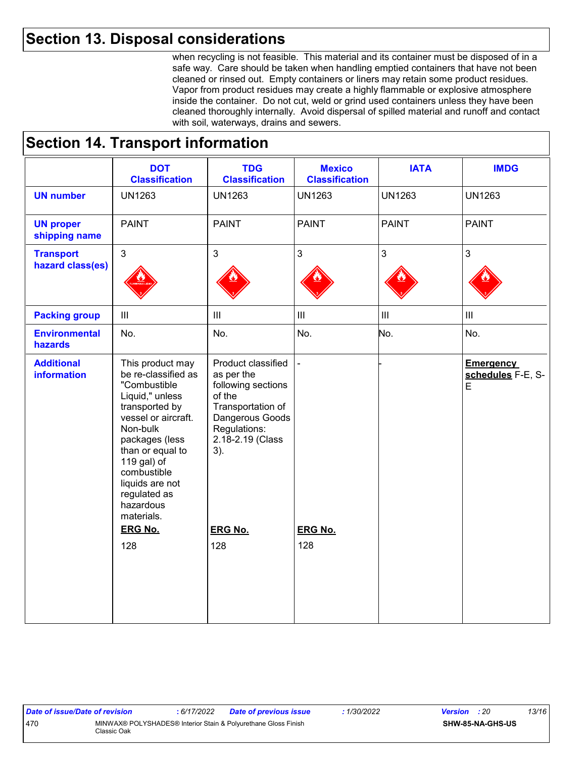## Section 13. Disposal considerations

when recycling is not feasible. This material and its container must be disposed of in a safe way. Care should be taken when handling emptied containers that have not been cleaned or rinsed out. Empty containers or liners may retain some product residues. Vapor from product residues may create a highly flammable or explosive atmosphere inside the container. Do not cut, weld or grind used containers unless they have been cleaned thoroughly internally. Avoid dispersal of spilled material and runoff and contact with soil, waterways, drains and sewers.

## Section 14. Transport information

| | DOT Classification | TDG Classification | Mexico Classification | IATA | IMDG |
|---|---|---|---|---|---|
| **UN number** | UN1263 | UN1263 | UN1263 | UN1263 | UN1263 |
| **UN proper shipping name** | PAINT | PAINT | PAINT | PAINT | PAINT |
| **Transport hazard class(es)** | 3 | 3 | 3 | 3 | 3 |
| **Packing group** | III | III | III | III | III |
| **Environmental hazards** | No. | No. | No. | No. | No. |
| **Additional information** | This product may be re-classified as "Combustible Liquid," unless transported by vessel or aircraft. Non-bulk packages (less than or equal to 119 gal) of combustible liquids are not regulated as hazardous materials. **ERG No.** 128 | Product classified as per the following sections of the Transportation of Dangerous Goods Regulations: 2.18-2.19 (Class 3). **ERG No.** 128 | - **ERG No.** 128 | - | **Emergency schedules** F-E, S-E |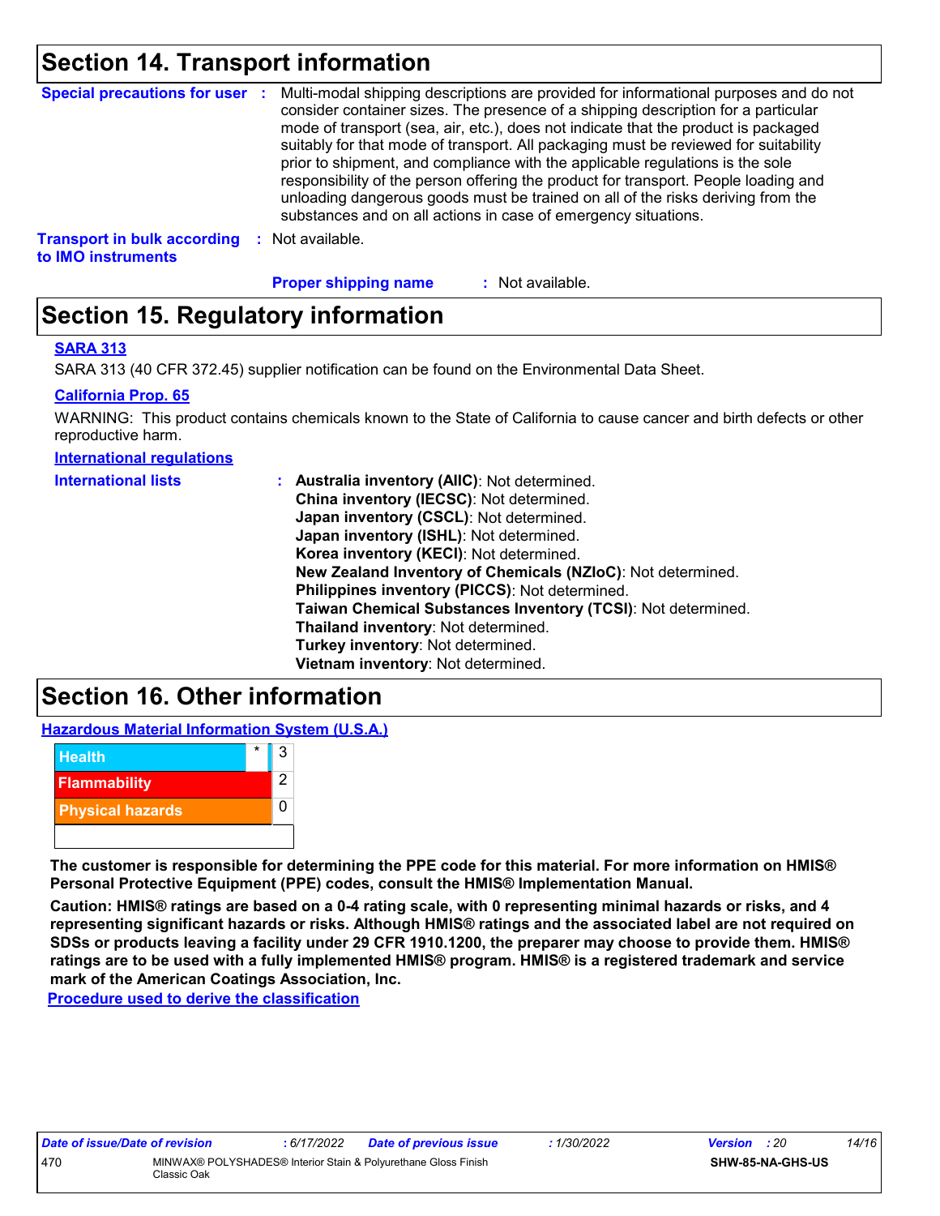## Section 14. Transport information

**Special precautions for user** : Multi-modal shipping descriptions are provided for informational purposes and do not consider container sizes. The presence of a shipping description for a particular mode of transport (sea, air, etc.), does not indicate that the product is packaged suitably for that mode of transport. All packaging must be reviewed for suitability prior to shipment, and compliance with the applicable regulations is the sole responsibility of the person offering the product for transport. People loading and unloading dangerous goods must be trained on all of the risks deriving from the substances and on all actions in case of emergency situations.

**Transport in bulk according to IMO instruments** : Not available.

**Proper shipping name** : Not available.

## Section 15. Regulatory information

**SARA 313**

SARA 313 (40 CFR 372.45) supplier notification can be found on the Environmental Data Sheet.

**California Prop. 65**

WARNING: This product contains chemicals known to the State of California to cause cancer and birth defects or other reproductive harm.

**International regulations**

**International lists** :
**Australia inventory (AIIC)**: Not determined.
**China inventory (IECSC)**: Not determined.
**Japan inventory (CSCL)**: Not determined.
**Japan inventory (ISHL)**: Not determined.
**Korea inventory (KECI)**: Not determined.
**New Zealand Inventory of Chemicals (NZIoC)**: Not determined.
**Philippines inventory (PICCS)**: Not determined.
**Taiwan Chemical Substances Inventory (TCSI)**: Not determined.
**Thailand inventory**: Not determined.
**Turkey inventory**: Not determined.
**Vietnam inventory**: Not determined.

## Section 16. Other information

**Hazardous Material Information System (U.S.A.)**

| | | |
|---|---|---|
| Health | * | 3 |
| Flammability | | 2 |
| Physical hazards | | 0 |

**The customer is responsible for determining the PPE code for this material. For more information on HMIS® Personal Protective Equipment (PPE) codes, consult the HMIS® Implementation Manual.**

**Caution: HMIS® ratings are based on a 0-4 rating scale, with 0 representing minimal hazards or risks, and 4 representing significant hazards or risks. Although HMIS® ratings and the associated label are not required on SDSs or products leaving a facility under 29 CFR 1910.1200, the preparer may choose to provide them. HMIS® ratings are to be used with a fully implemented HMIS® program. HMIS® is a registered trademark and service mark of the American Coatings Association, Inc.**

**Procedure used to derive the classification**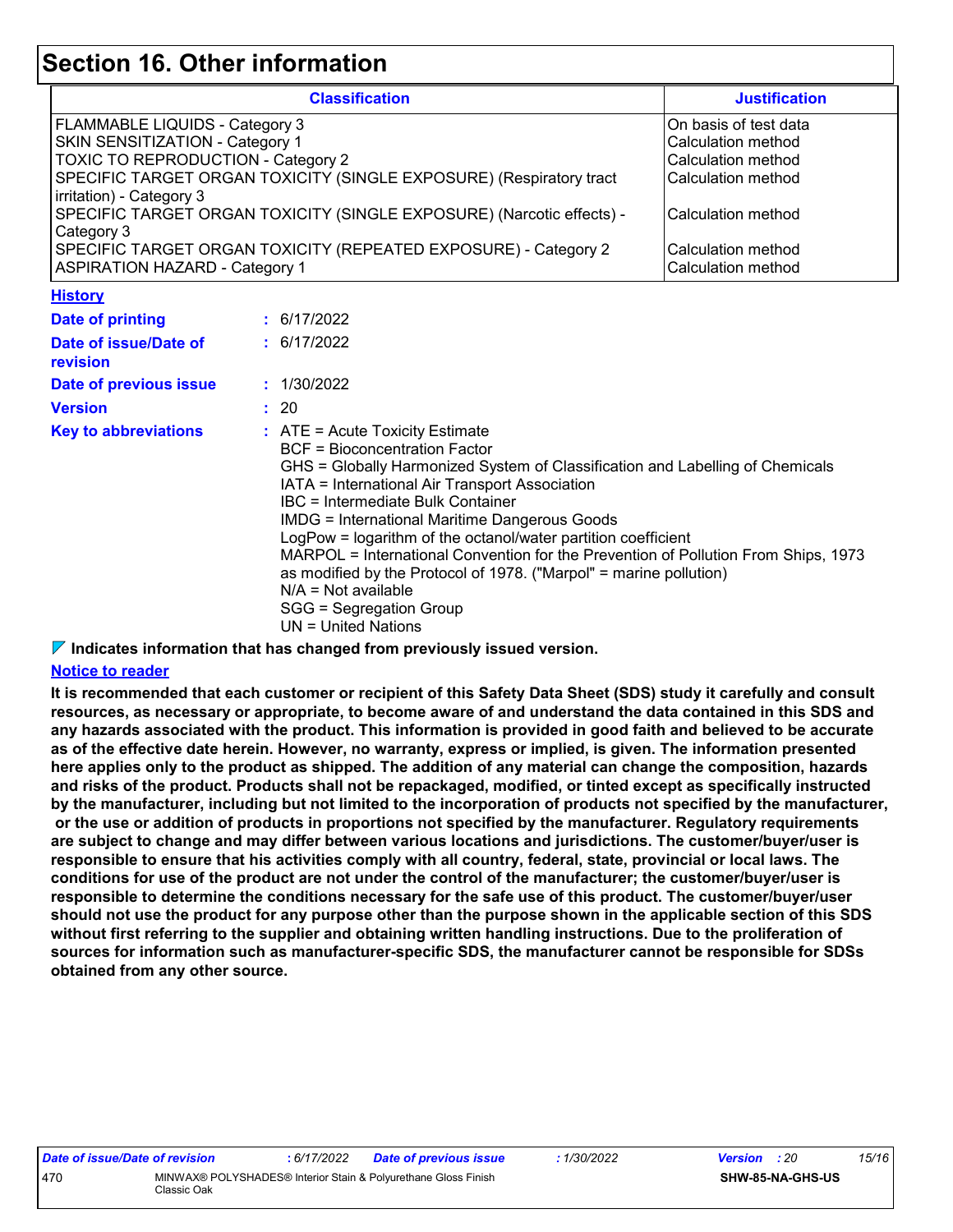## Section 16. Other information

| Classification | Justification |
|---|---|
| FLAMMABLE LIQUIDS - Category 3 | On basis of test data |
| SKIN SENSITIZATION - Category 1 | Calculation method |
| TOXIC TO REPRODUCTION - Category 2 | Calculation method |
| SPECIFIC TARGET ORGAN TOXICITY (SINGLE EXPOSURE) (Respiratory tract irritation) - Category 3 | Calculation method |
| SPECIFIC TARGET ORGAN TOXICITY (SINGLE EXPOSURE) (Narcotic effects) - Category 3 | Calculation method |
| SPECIFIC TARGET ORGAN TOXICITY (REPEATED EXPOSURE) - Category 2 | Calculation method |
| ASPIRATION HAZARD - Category 1 | Calculation method |

**History**

**Date of printing** : 6/17/2022

**Date of issue/Date of revision** : 6/17/2022

**Date of previous issue** : 1/30/2022

**Version** : 20

**Key to abbreviations** :
ATE = Acute Toxicity Estimate
BCF = Bioconcentration Factor
GHS = Globally Harmonized System of Classification and Labelling of Chemicals
IATA = International Air Transport Association
IBC = Intermediate Bulk Container
IMDG = International Maritime Dangerous Goods
LogPow = logarithm of the octanol/water partition coefficient
MARPOL = International Convention for the Prevention of Pollution From Ships, 1973 as modified by the Protocol of 1978. ("Marpol" = marine pollution)
N/A = Not available
SGG = Segregation Group
UN = United Nations

**Indicates information that has changed from previously issued version.**

**Notice to reader**

**It is recommended that each customer or recipient of this Safety Data Sheet (SDS) study it carefully and consult resources, as necessary or appropriate, to become aware of and understand the data contained in this SDS and any hazards associated with the product. This information is provided in good faith and believed to be accurate as of the effective date herein. However, no warranty, express or implied, is given. The information presented here applies only to the product as shipped. The addition of any material can change the composition, hazards and risks of the product. Products shall not be repackaged, modified, or tinted except as specifically instructed by the manufacturer, including but not limited to the incorporation of products not specified by the manufacturer, or the use or addition of products in proportions not specified by the manufacturer. Regulatory requirements are subject to change and may differ between various locations and jurisdictions. The customer/buyer/user is responsible to ensure that his activities comply with all country, federal, state, provincial or local laws. The conditions for use of the product are not under the control of the manufacturer; the customer/buyer/user is responsible to determine the conditions necessary for the safe use of this product. The customer/buyer/user should not use the product for any purpose other than the purpose shown in the applicable section of this SDS without first referring to the supplier and obtaining written handling instructions. Due to the proliferation of sources for information such as manufacturer-specific SDS, the manufacturer cannot be responsible for SDSs obtained from any other source.**